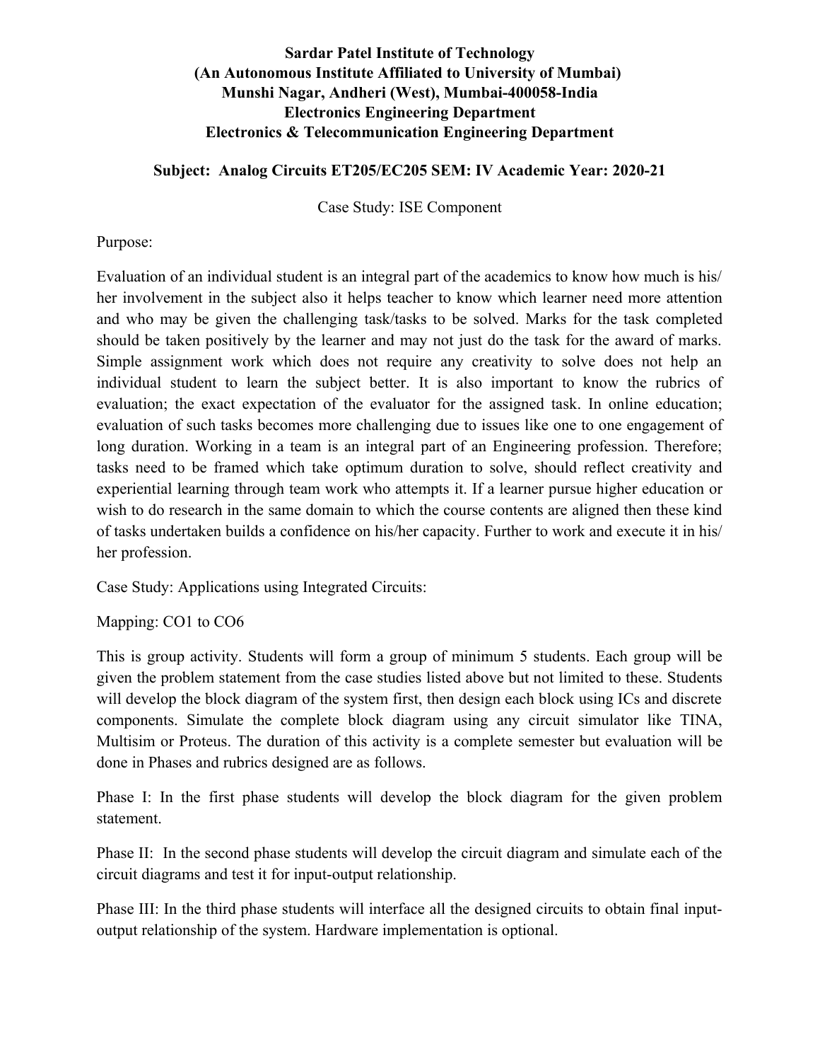**Sardar Patel Institute of Technology**
**(An Autonomous Institute Affiliated to University of Mumbai)**
**Munshi Nagar, Andheri (West), Mumbai-400058-India**
**Electronics Engineering Department**
**Electronics & Telecommunication Engineering Department**

**Subject: Analog Circuits ET205/EC205 SEM: IV Academic Year: 2020-21**

Case Study: ISE Component

Purpose:

Evaluation of an individual student is an integral part of the academics to know how much is his/ her involvement in the subject also it helps teacher to know which learner need more attention and who may be given the challenging task/tasks to be solved. Marks for the task completed should be taken positively by the learner and may not just do the task for the award of marks. Simple assignment work which does not require any creativity to solve does not help an individual student to learn the subject better. It is also important to know the rubrics of evaluation; the exact expectation of the evaluator for the assigned task. In online education; evaluation of such tasks becomes more challenging due to issues like one to one engagement of long duration. Working in a team is an integral part of an Engineering profession. Therefore; tasks need to be framed which take optimum duration to solve, should reflect creativity and experiential learning through team work who attempts it. If a learner pursue higher education or wish to do research in the same domain to which the course contents are aligned then these kind of tasks undertaken builds a confidence on his/her capacity. Further to work and execute it in his/ her profession.

Case Study: Applications using Integrated Circuits:

Mapping: CO1 to CO6

This is group activity. Students will form a group of minimum 5 students. Each group will be given the problem statement from the case studies listed above but not limited to these. Students will develop the block diagram of the system first, then design each block using ICs and discrete components. Simulate the complete block diagram using any circuit simulator like TINA, Multisim or Proteus. The duration of this activity is a complete semester but evaluation will be done in Phases and rubrics designed are as follows.

Phase I: In the first phase students will develop the block diagram for the given problem statement.

Phase II: In the second phase students will develop the circuit diagram and simulate each of the circuit diagrams and test it for input-output relationship.

Phase III: In the third phase students will interface all the designed circuits to obtain final input-output relationship of the system. Hardware implementation is optional.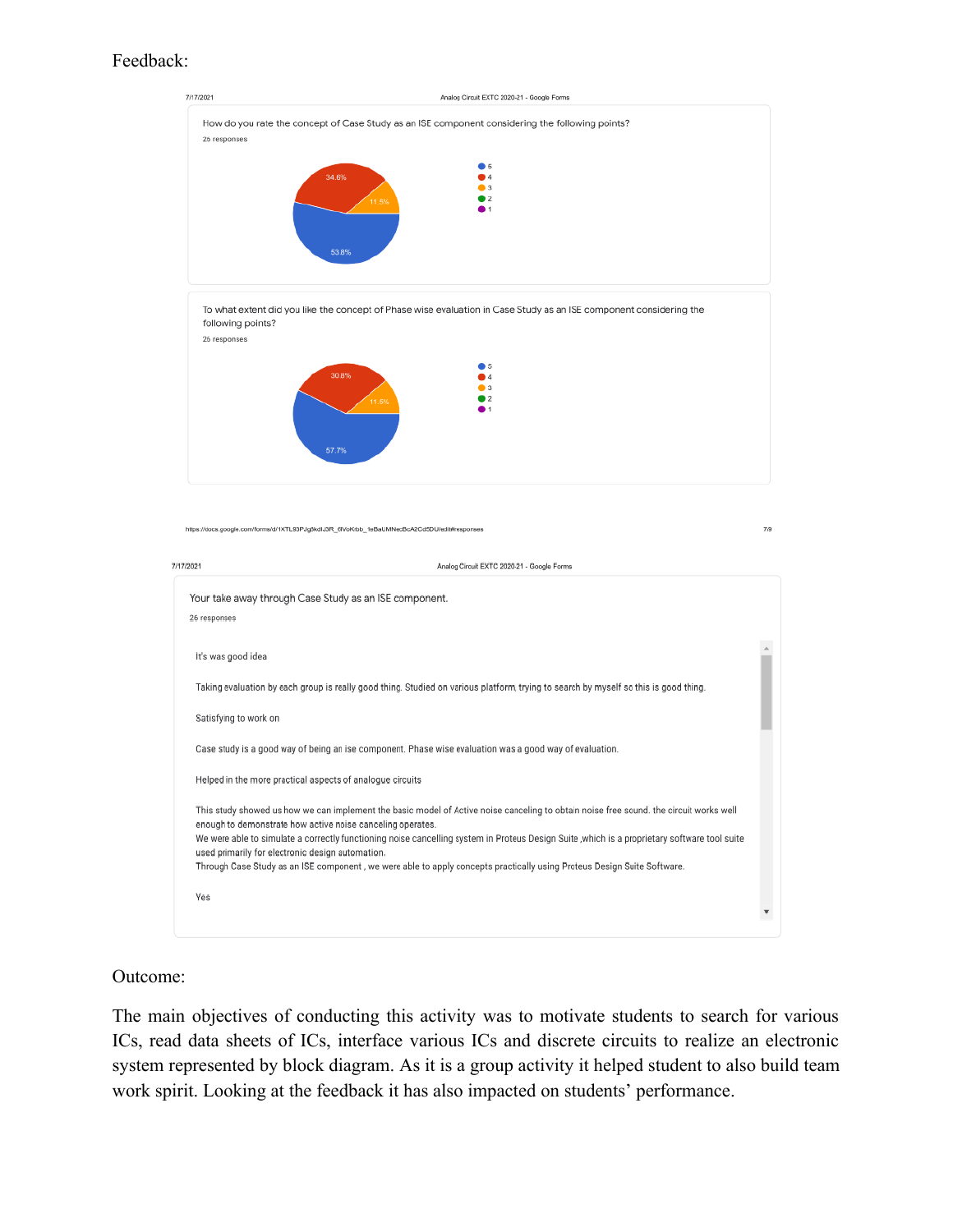Feedback:

How do you rate the concept of Case Study as an ISE component considering the following points?

26 responses

34.6%
11.5%
53.8%

5
4
3
2
1

To what extent did you like the concept of Phase wise evaluation in Case Study as an ISE component considering the following points?

26 responses

30.8%
11.5%
57.7%

5
4
3
2
1

Your take away through Case Study as an ISE component.

26 responses

It's was good idea

Taking evaluation by each group is really good thing. Studied on various platform, trying to search by myself so this is good thing.

Satisfying to work on

Case study is a good way of being an ise component. Phase wise evaluation was a good way of evaluation.

Helped in the more practical aspects of analogue circuits

This study showed us how we can implement the basic model of Active noise canceling to obtain noise free sound. the circuit works well enough to demonstrate how active noise canceling operates.
We were able to simulate a correctly functioning noise cancelling system in Proteus Design Suite ,which is a proprietary software tool suite used primarily for electronic design automation.
Through Case Study as an ISE component , we were able to apply concepts practically using Proteus Design Suite Software.

Yes

Outcome:

The main objectives of conducting this activity was to motivate students to search for various ICs, read data sheets of ICs, interface various ICs and discrete circuits to realize an electronic system represented by block diagram. As it is a group activity it helped student to also build team work spirit. Looking at the feedback it has also impacted on students' performance.